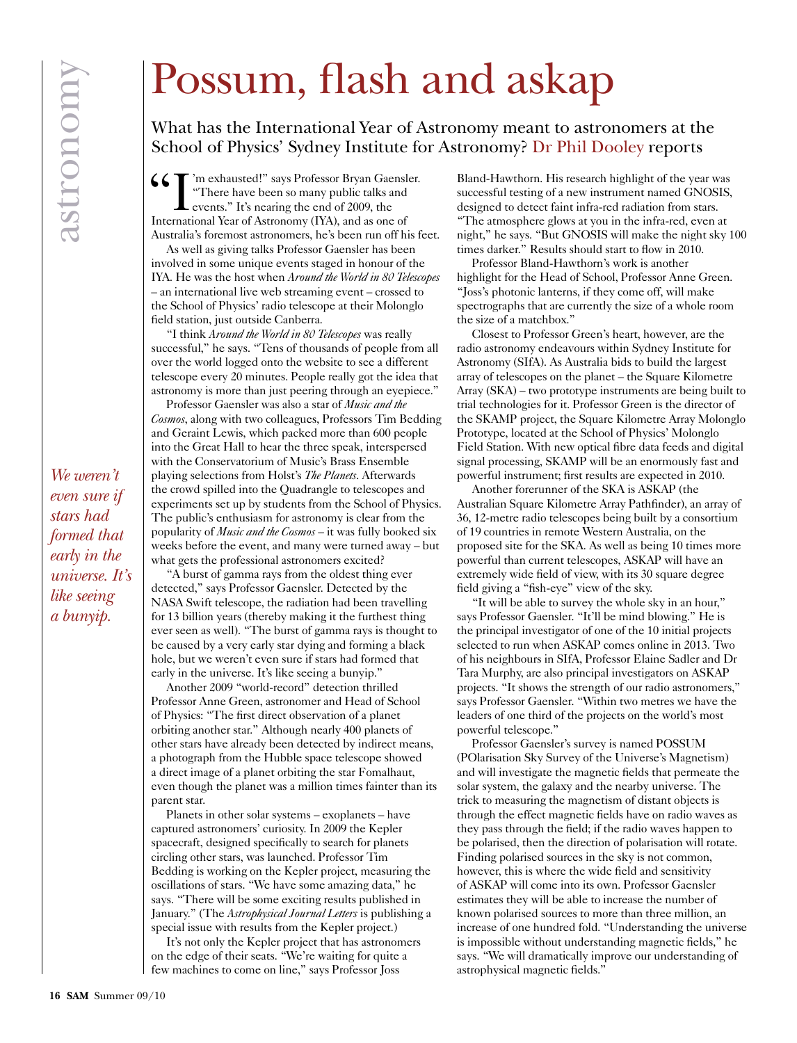# Possum, flash and askap

## What has the International Year of Astronomy meant to astronomers at the School of Physics' Sydney Institute for Astronomy? Dr Phil Dooley reports

"I'm exhausted!" says Professor Bryan Gaensler. "There have been so many public talks and events." It's nearing the end of 2009, the International Year of Astronomy (IYA), and as one of Australia's foremost astronomers, he's been run off his feet.

As well as giving talks Professor Gaensler has been involved in some unique events staged in honour of the IYA. He was the host when *Around the World in 80 Telescopes* – an international live web streaming event – crossed to the School of Physics' radio telescope at their Molonglo field station, just outside Canberra.

"I think *Around the World in 80 Telescopes* was really successful," he says. "Tens of thousands of people from all over the world logged onto the website to see a different telescope every 20 minutes. People really got the idea that astronomy is more than just peering through an eyepiece."

Professor Gaensler was also a star of *Music and the Cosmos*, along with two colleagues, Professors Tim Bedding and Geraint Lewis, which packed more than 600 people into the Great Hall to hear the three speak, interspersed with the Conservatorium of Music's Brass Ensemble playing selections from Holst's *The Planets*. Afterwards the crowd spilled into the Quadrangle to telescopes and experiments set up by students from the School of Physics. The public's enthusiasm for astronomy is clear from the popularity of *Music and the Cosmos* – it was fully booked six weeks before the event, and many were turned away – but what gets the professional astronomers excited?

"A burst of gamma rays from the oldest thing ever detected," says Professor Gaensler. Detected by the NASA Swift telescope, the radiation had been travelling for 13 billion years (thereby making it the furthest thing ever seen as well). "The burst of gamma rays is thought to be caused by a very early star dying and forming a black hole, but we weren't even sure if stars had formed that early in the universe. It's like seeing a bunyip."

*We weren't even sure if stars had formed that early in the universe. It's like seeing a bunyip.*

Another 2009 "world-record" detection thrilled Professor Anne Green, astronomer and Head of School of Physics: "The first direct observation of a planet orbiting another star." Although nearly 400 planets of other stars have already been detected by indirect means, a photograph from the Hubble space telescope showed a direct image of a planet orbiting the star Fomalhaut, even though the planet was a million times fainter than its parent star.

Planets in other solar systems – exoplanets – have captured astronomers' curiosity. In 2009 the Kepler spacecraft, designed specifically to search for planets circling other stars, was launched. Professor Tim Bedding is working on the Kepler project, measuring the oscillations of stars. "We have some amazing data," he says. "There will be some exciting results published in January." (The *Astrophysical Journal Letters* is publishing a special issue with results from the Kepler project.)

It's not only the Kepler project that has astronomers on the edge of their seats. "We're waiting for quite a few machines to come on line," says Professor Joss Bland-Hawthorn. His research highlight of the year was successful testing of a new instrument named GNOSIS, designed to detect faint infra-red radiation from stars. "The atmosphere glows at you in the infra-red, even at night," he says. "But GNOSIS will make the night sky 100 times darker." Results should start to flow in 2010.

Professor Bland-Hawthorn's work is another highlight for the Head of School, Professor Anne Green. "Joss's photonic lanterns, if they come off, will make spectrographs that are currently the size of a whole room the size of a matchbox."

Closest to Professor Green's heart, however, are the radio astronomy endeavours within Sydney Institute for Astronomy (SIfA). As Australia bids to build the largest array of telescopes on the planet – the Square Kilometre Array (SKA) – two prototype instruments are being built to trial technologies for it. Professor Green is the director of the SKAMP project, the Square Kilometre Array Molonglo Prototype, located at the School of Physics' Molonglo Field Station. With new optical fibre data feeds and digital signal processing, SKAMP will be an enormously fast and powerful instrument; first results are expected in 2010.

Another forerunner of the SKA is ASKAP (the Australian Square Kilometre Array Pathfinder), an array of 36, 12-metre radio telescopes being built by a consortium of 19 countries in remote Western Australia, on the proposed site for the SKA. As well as being 10 times more powerful than current telescopes, ASKAP will have an extremely wide field of view, with its 30 square degree field giving a "fish-eye" view of the sky.

"It will be able to survey the whole sky in an hour," says Professor Gaensler. "It'll be mind blowing." He is the principal investigator of one of the 10 initial projects selected to run when ASKAP comes online in 2013. Two of his neighbours in SIfA, Professor Elaine Sadler and Dr Tara Murphy, are also principal investigators on ASKAP projects. "It shows the strength of our radio astronomers," says Professor Gaensler. "Within two metres we have the leaders of one third of the projects on the world's most powerful telescope."

Professor Gaensler's survey is named POSSUM (POlarisation Sky Survey of the Universe's Magnetism) and will investigate the magnetic fields that permeate the solar system, the galaxy and the nearby universe. The trick to measuring the magnetism of distant objects is through the effect magnetic fields have on radio waves as they pass through the field; if the radio waves happen to be polarised, then the direction of polarisation will rotate. Finding polarised sources in the sky is not common, however, this is where the wide field and sensitivity of ASKAP will come into its own. Professor Gaensler estimates they will be able to increase the number of known polarised sources to more than three million, an increase of one hundred fold. "Understanding the universe is impossible without understanding magnetic fields," he says. "We will dramatically improve our understanding of astrophysical magnetic fields."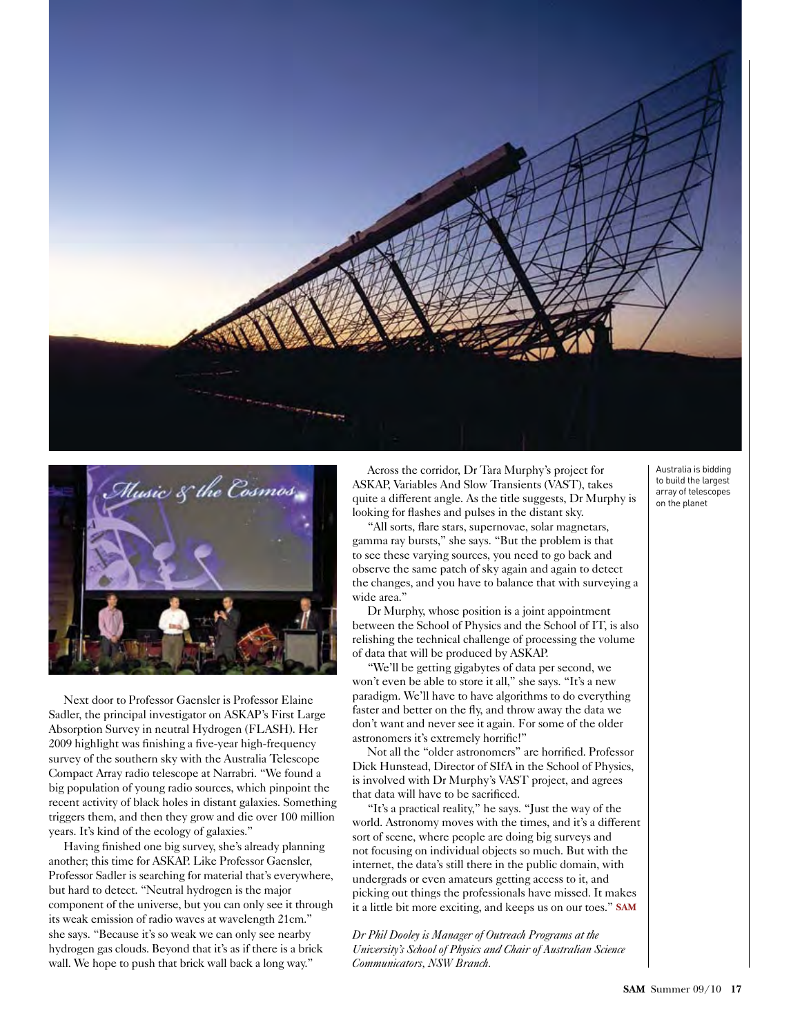Next door to Professor Gaensler is Professor Elaine Sadler, the principal investigator on ASKAP's First Large Absorption Survey in neutral Hydrogen (FLASH). Her 2009 highlight was finishing a five-year high-frequency survey of the southern sky with the Australia Telescope Compact Array radio telescope at Narrabri. "We found a big population of young radio sources, which pinpoint the recent activity of black holes in distant galaxies. Something triggers them, and then they grow and die over 100 million years. It's kind of the ecology of galaxies."

Having finished one big survey, she's already planning another; this time for ASKAP. Like Professor Gaensler, Professor Sadler is searching for material that's everywhere, but hard to detect. "Neutral hydrogen is the major component of the universe, but you can only see it through its weak emission of radio waves at wavelength 21cm." she says. "Because it's so weak we can only see nearby hydrogen gas clouds. Beyond that it's as if there is a brick wall. We hope to push that brick wall back a long way."

Across the corridor, Dr Tara Murphy's project for ASKAP, Variables And Slow Transients (VAST), takes quite a different angle. As the title suggests, Dr Murphy is looking for flashes and pulses in the distant sky.

"All sorts, flare stars, supernovae, solar magnetars, gamma ray bursts," she says. "But the problem is that to see these varying sources, you need to go back and observe the same patch of sky again and again to detect the changes, and you have to balance that with surveying a wide area."

Dr Murphy, whose position is a joint appointment between the School of Physics and the School of IT, is also relishing the technical challenge of processing the volume of data that will be produced by ASKAP.

"We'll be getting gigabytes of data per second, we won't even be able to store it all," she says. "It's a new paradigm. We'll have to have algorithms to do everything faster and better on the fly, and throw away the data we don't want and never see it again. For some of the older astronomers it's extremely horrific!"

Not all the "older astronomers" are horrified. Professor Dick Hunstead, Director of SIfA in the School of Physics, is involved with Dr Murphy's VAST project, and agrees that data will have to be sacrificed.

"It's a practical reality," he says. "Just the way of the world. Astronomy moves with the times, and it's a different sort of scene, where people are doing big surveys and not focusing on individual objects so much. But with the internet, the data's still there in the public domain, with undergrads or even amateurs getting access to it, and picking out things the professionals have missed. It makes it a little bit more exciting, and keeps us on our toes." **SAM**

*Dr Phil Dooley is Manager of Outreach Programs at the University's School of Physics and Chair of Australian Science Communicators, NSW Branch.*

Australia is bidding to build the largest array of telescopes on the planet